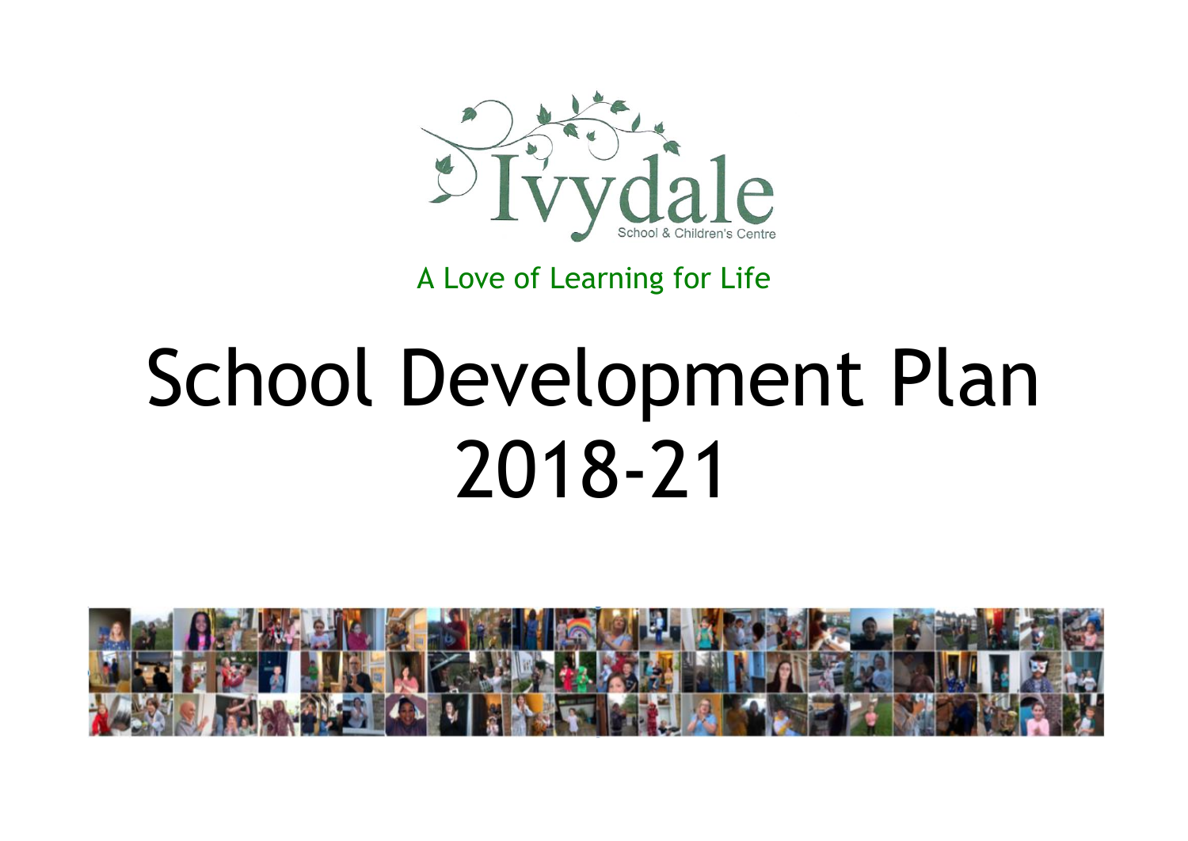Ivydale

School & Children's Centre

A Love of Learning for Life

# School Development Plan 2018-21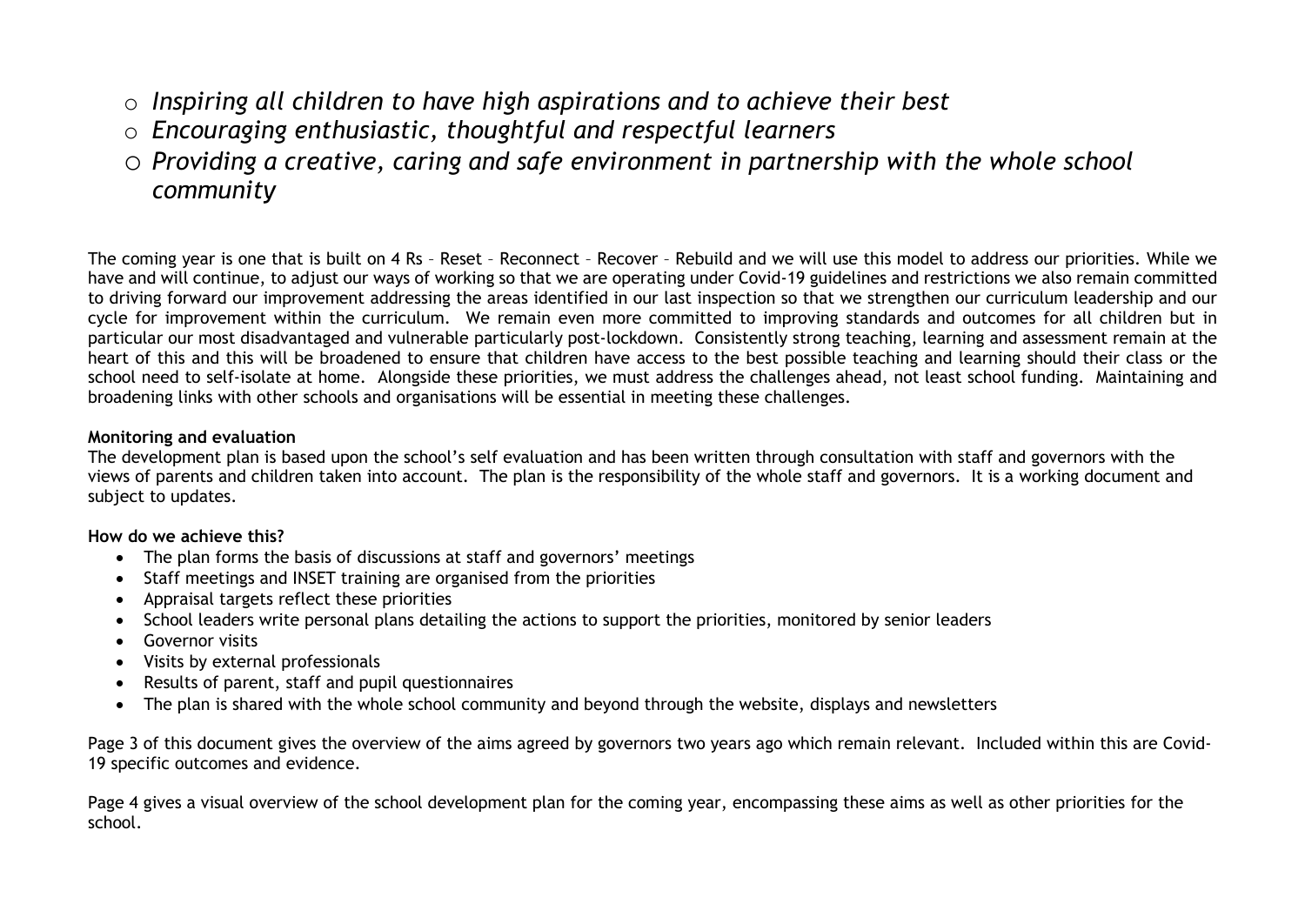- *Inspiring all children to have high aspirations and to achieve their best*
- *Encouraging enthusiastic, thoughtful and respectful learners*
- *Providing a creative, caring and safe environment in partnership with the whole school community*

The coming year is one that is built on 4 Rs – Reset – Reconnect – Recover – Rebuild and we will use this model to address our priorities. While we have and will continue, to adjust our ways of working so that we are operating under Covid-19 guidelines and restrictions we also remain committed to driving forward our improvement addressing the areas identified in our last inspection so that we strengthen our curriculum leadership and our cycle for improvement within the curriculum. We remain even more committed to improving standards and outcomes for all children but in particular our most disadvantaged and vulnerable particularly post-lockdown. Consistently strong teaching, learning and assessment remain at the heart of this and this will be broadened to ensure that children have access to the best possible teaching and learning should their class or the school need to self-isolate at home. Alongside these priorities, we must address the challenges ahead, not least school funding. Maintaining and broadening links with other schools and organisations will be essential in meeting these challenges.

**Monitoring and evaluation**

The development plan is based upon the school's self evaluation and has been written through consultation with staff and governors with the views of parents and children taken into account. The plan is the responsibility of the whole staff and governors. It is a working document and subject to updates.

**How do we achieve this?**

- The plan forms the basis of discussions at staff and governors' meetings
- Staff meetings and INSET training are organised from the priorities
- Appraisal targets reflect these priorities
- School leaders write personal plans detailing the actions to support the priorities, monitored by senior leaders
- Governor visits
- Visits by external professionals
- Results of parent, staff and pupil questionnaires
- The plan is shared with the whole school community and beyond through the website, displays and newsletters

Page 3 of this document gives the overview of the aims agreed by governors two years ago which remain relevant. Included within this are Covid-19 specific outcomes and evidence.

Page 4 gives a visual overview of the school development plan for the coming year, encompassing these aims as well as other priorities for the school.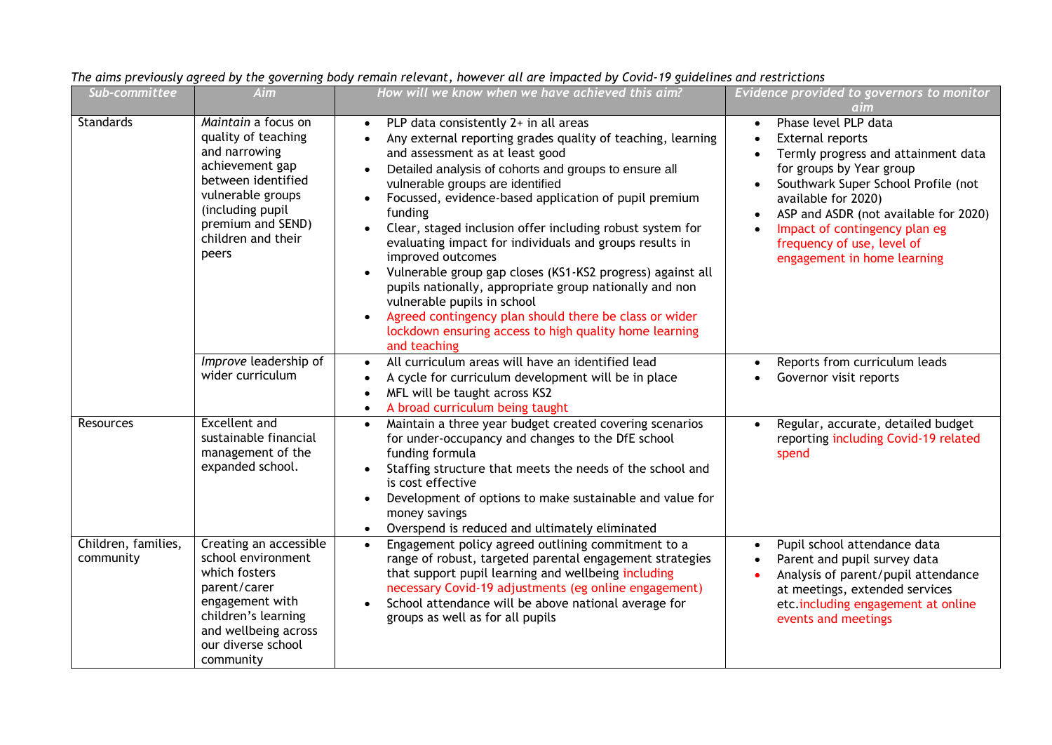*The aims previously agreed by the governing body remain relevant, however all are impacted by Covid-19 guidelines and restrictions*

| Sub-committee | Aim | How will we know when we have achieved this aim? | Evidence provided to governors to monitor aim |
|---|---|---|---|
| Standards | *Maintain* a focus on quality of teaching and narrowing achievement gap between identified vulnerable groups (including pupil premium and SEND) children and their peers | • PLP data consistently 2+ in all areas<br>• Any external reporting grades quality of teaching, learning and assessment as at least good<br>• Detailed analysis of cohorts and groups to ensure all vulnerable groups are identified<br>• Focussed, evidence-based application of pupil premium funding<br>• Clear, staged inclusion offer including robust system for evaluating impact for individuals and groups results in improved outcomes<br>• Vulnerable group gap closes (KS1-KS2 progress) against all pupils nationally, appropriate group nationally and non vulnerable pupils in school<br>• Agreed contingency plan should there be class or wider lockdown ensuring access to high quality home learning and teaching | • Phase level PLP data<br>• External reports<br>• Termly progress and attainment data for groups by Year group<br>• Southwark Super School Profile (not available for 2020)<br>• ASP and ASDR (not available for 2020)<br>• Impact of contingency plan eg frequency of use, level of engagement in home learning |
| | *Improve* leadership of wider curriculum | • All curriculum areas will have an identified lead<br>• A cycle for curriculum development will be in place<br>• MFL will be taught across KS2<br>• A broad curriculum being taught | • Reports from curriculum leads<br>• Governor visit reports |
| Resources | Excellent and sustainable financial management of the expanded school. | • Maintain a three year budget created covering scenarios for under-occupancy and changes to the DfE school funding formula<br>• Staffing structure that meets the needs of the school and is cost effective<br>• Development of options to make sustainable and value for money savings<br>• Overspend is reduced and ultimately eliminated | • Regular, accurate, detailed budget reporting including Covid-19 related spend |
| Children, families, community | Creating an accessible school environment which fosters parent/carer engagement with children's learning and wellbeing across our diverse school community | • Engagement policy agreed outlining commitment to a range of robust, targeted parental engagement strategies that support pupil learning and wellbeing including necessary Covid-19 adjustments (eg online engagement)<br>• School attendance will be above national average for groups as well as for all pupils | • Pupil school attendance data<br>• Parent and pupil survey data<br>• Analysis of parent/pupil attendance at meetings, extended services etc.including engagement at online events and meetings |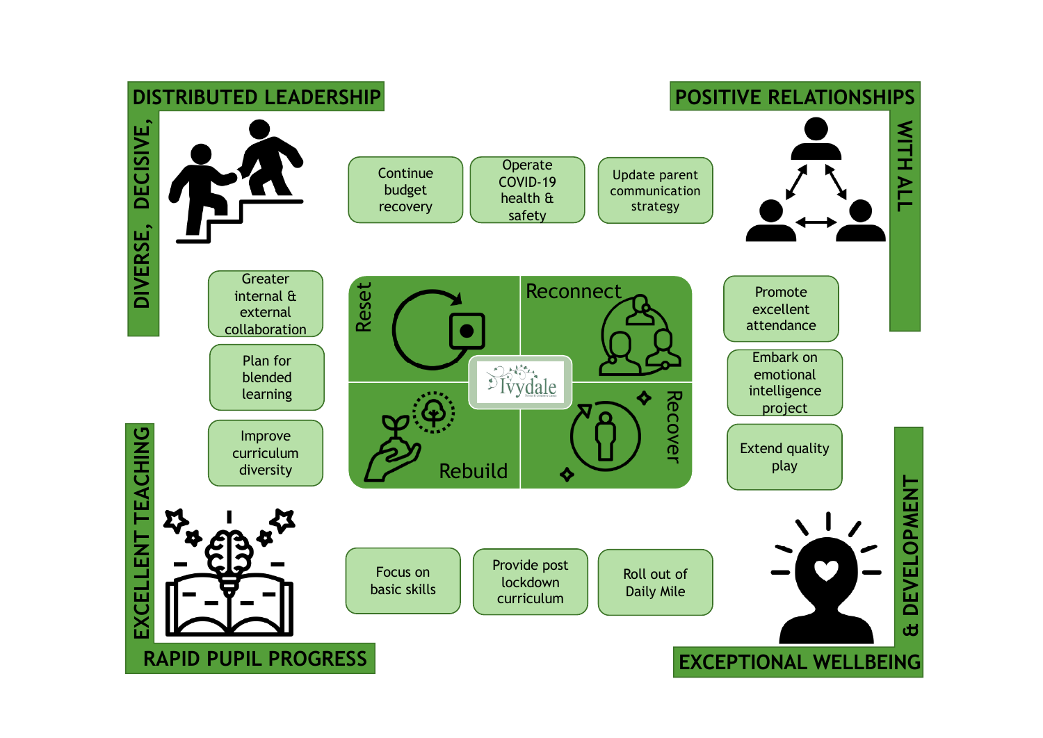DISTRIBUTED LEADERSHIP

DIVERSE, DECISIVE,

POSITIVE RELATIONSHIPS

WITH ALL

- Continue budget recovery
- Operate COVID-19 health & safety
- Update parent communication strategy
- Greater internal & external collaboration
- Plan for blended learning
- Improve curriculum diversity

Reset

Reconnect

Ivydale

Rebuild

Recover

- Promote excellent attendance
- Embark on emotional intelligence project
- Extend quality play

EXCELLENT TEACHING

RAPID PUPIL PROGRESS

- Focus on basic skills
- Provide post lockdown curriculum
- Roll out of Daily Mile

& DEVELOPMENT

EXCEPTIONAL WELLBEING